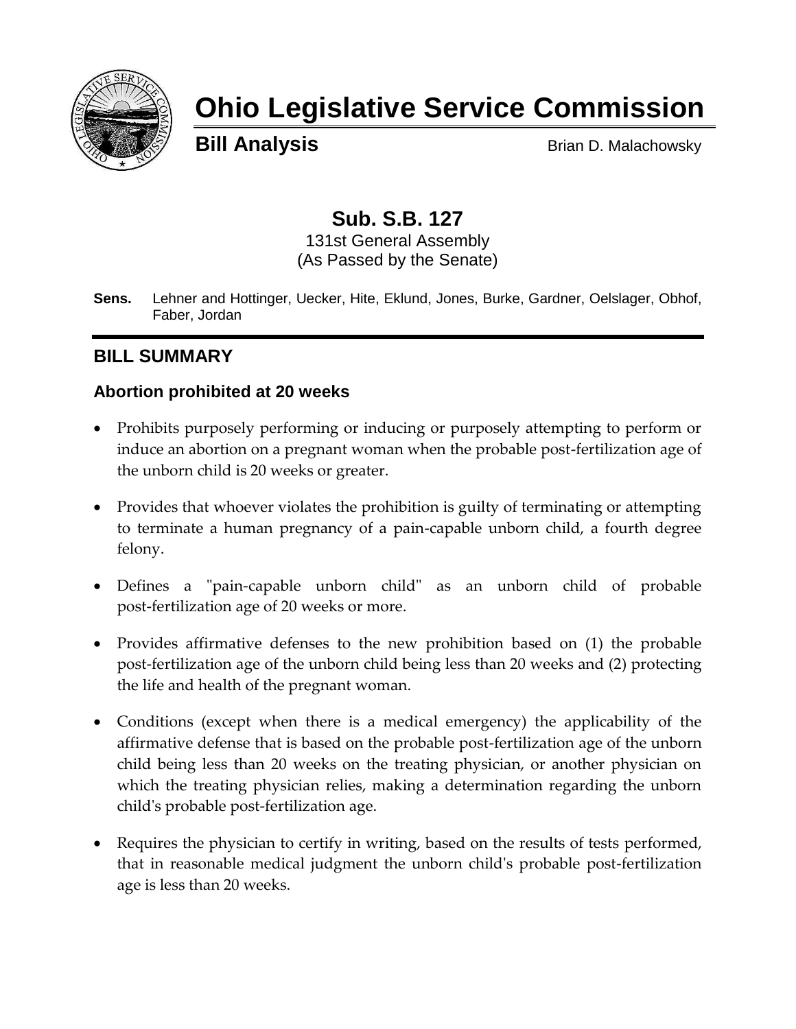# Ohio Legislative Service Commission

**Bill Analysis** Brian D. Malachowsky

## Sub. S.B. 127

131st General Assembly
(As Passed by the Senate)

**Sens.** Lehner and Hottinger, Uecker, Hite, Eklund, Jones, Burke, Gardner, Oelslager, Obhof, Faber, Jordan

## BILL SUMMARY

### Abortion prohibited at 20 weeks

- Prohibits purposely performing or inducing or purposely attempting to perform or induce an abortion on a pregnant woman when the probable post-fertilization age of the unborn child is 20 weeks or greater.
- Provides that whoever violates the prohibition is guilty of terminating or attempting to terminate a human pregnancy of a pain-capable unborn child, a fourth degree felony.
- Defines a "pain-capable unborn child" as an unborn child of probable post-fertilization age of 20 weeks or more.
- Provides affirmative defenses to the new prohibition based on (1) the probable post-fertilization age of the unborn child being less than 20 weeks and (2) protecting the life and health of the pregnant woman.
- Conditions (except when there is a medical emergency) the applicability of the affirmative defense that is based on the probable post-fertilization age of the unborn child being less than 20 weeks on the treating physician, or another physician on which the treating physician relies, making a determination regarding the unborn child's probable post-fertilization age.
- Requires the physician to certify in writing, based on the results of tests performed, that in reasonable medical judgment the unborn child's probable post-fertilization age is less than 20 weeks.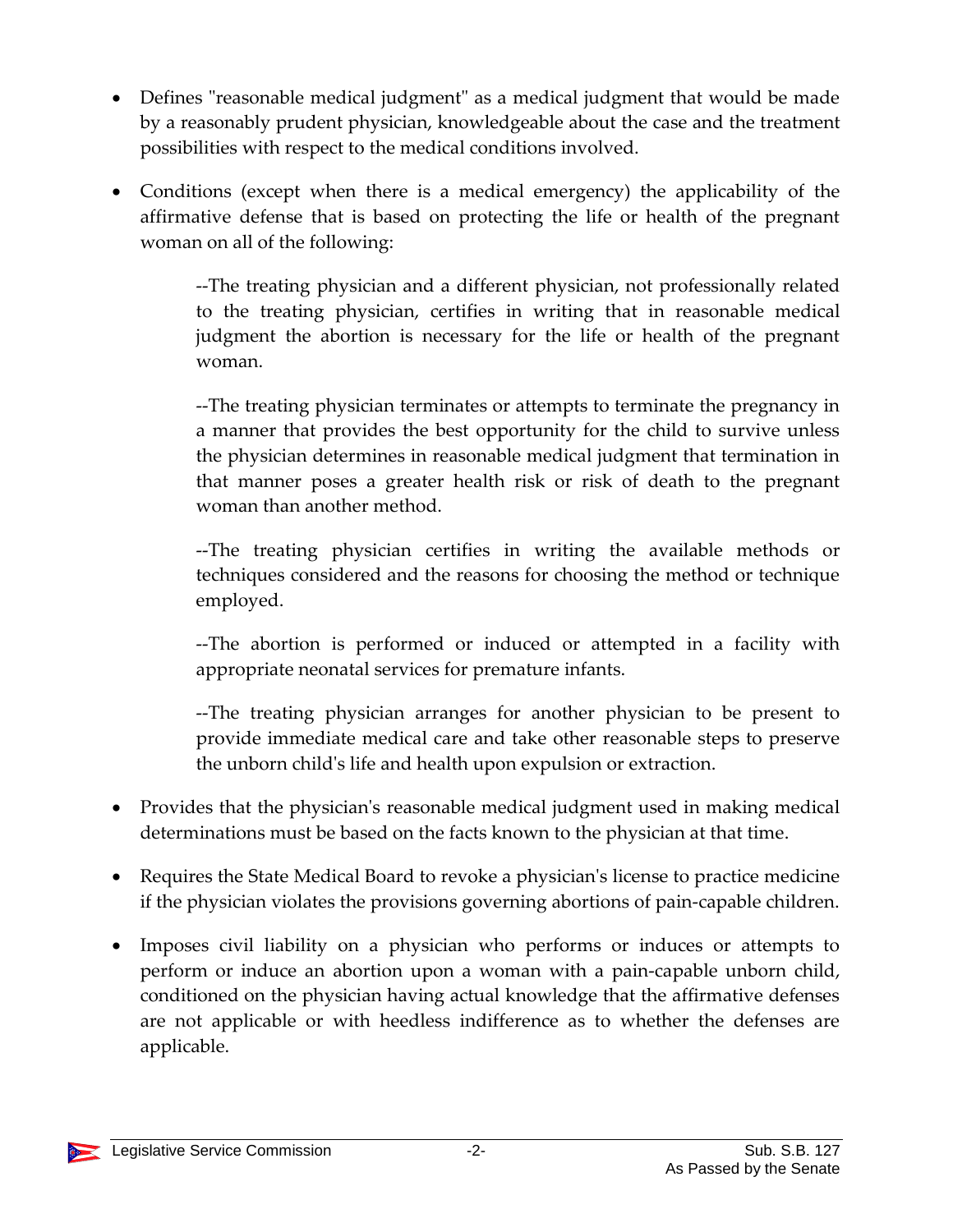- Defines "reasonable medical judgment" as a medical judgment that would be made by a reasonably prudent physician, knowledgeable about the case and the treatment possibilities with respect to the medical conditions involved.

- Conditions (except when there is a medical emergency) the applicability of the affirmative defense that is based on protecting the life or health of the pregnant woman on all of the following:

  --The treating physician and a different physician, not professionally related to the treating physician, certifies in writing that in reasonable medical judgment the abortion is necessary for the life or health of the pregnant woman.

  --The treating physician terminates or attempts to terminate the pregnancy in a manner that provides the best opportunity for the child to survive unless the physician determines in reasonable medical judgment that termination in that manner poses a greater health risk or risk of death to the pregnant woman than another method.

  --The treating physician certifies in writing the available methods or techniques considered and the reasons for choosing the method or technique employed.

  --The abortion is performed or induced or attempted in a facility with appropriate neonatal services for premature infants.

  --The treating physician arranges for another physician to be present to provide immediate medical care and take other reasonable steps to preserve the unborn child's life and health upon expulsion or extraction.

- Provides that the physician's reasonable medical judgment used in making medical determinations must be based on the facts known to the physician at that time.

- Requires the State Medical Board to revoke a physician's license to practice medicine if the physician violates the provisions governing abortions of pain-capable children.

- Imposes civil liability on a physician who performs or induces or attempts to perform or induce an abortion upon a woman with a pain-capable unborn child, conditioned on the physician having actual knowledge that the affirmative defenses are not applicable or with heedless indifference as to whether the defenses are applicable.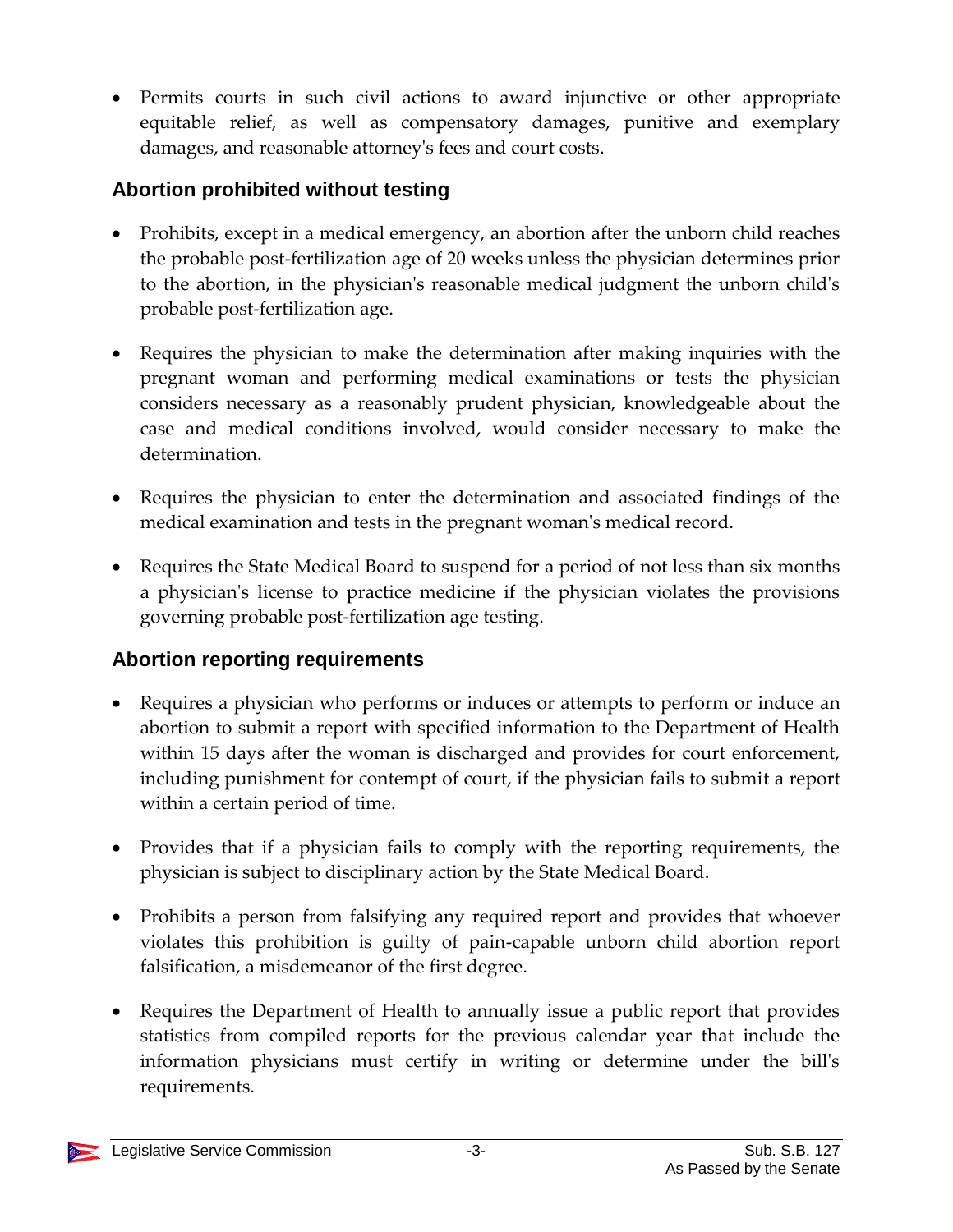- Permits courts in such civil actions to award injunctive or other appropriate equitable relief, as well as compensatory damages, punitive and exemplary damages, and reasonable attorney's fees and court costs.

### Abortion prohibited without testing

- Prohibits, except in a medical emergency, an abortion after the unborn child reaches the probable post-fertilization age of 20 weeks unless the physician determines prior to the abortion, in the physician's reasonable medical judgment the unborn child's probable post-fertilization age.

- Requires the physician to make the determination after making inquiries with the pregnant woman and performing medical examinations or tests the physician considers necessary as a reasonably prudent physician, knowledgeable about the case and medical conditions involved, would consider necessary to make the determination.

- Requires the physician to enter the determination and associated findings of the medical examination and tests in the pregnant woman's medical record.

- Requires the State Medical Board to suspend for a period of not less than six months a physician's license to practice medicine if the physician violates the provisions governing probable post-fertilization age testing.

### Abortion reporting requirements

- Requires a physician who performs or induces or attempts to perform or induce an abortion to submit a report with specified information to the Department of Health within 15 days after the woman is discharged and provides for court enforcement, including punishment for contempt of court, if the physician fails to submit a report within a certain period of time.

- Provides that if a physician fails to comply with the reporting requirements, the physician is subject to disciplinary action by the State Medical Board.

- Prohibits a person from falsifying any required report and provides that whoever violates this prohibition is guilty of pain-capable unborn child abortion report falsification, a misdemeanor of the first degree.

- Requires the Department of Health to annually issue a public report that provides statistics from compiled reports for the previous calendar year that include the information physicians must certify in writing or determine under the bill's requirements.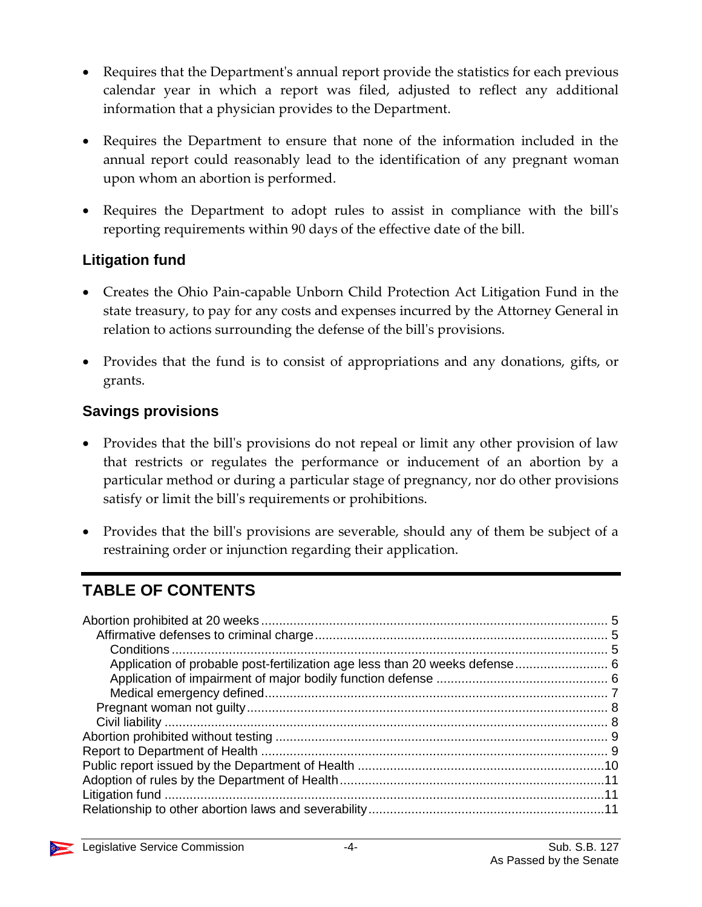- Requires that the Department's annual report provide the statistics for each previous calendar year in which a report was filed, adjusted to reflect any additional information that a physician provides to the Department.

- Requires the Department to ensure that none of the information included in the annual report could reasonably lead to the identification of any pregnant woman upon whom an abortion is performed.

- Requires the Department to adopt rules to assist in compliance with the bill's reporting requirements within 90 days of the effective date of the bill.

### Litigation fund

- Creates the Ohio Pain-capable Unborn Child Protection Act Litigation Fund in the state treasury, to pay for any costs and expenses incurred by the Attorney General in relation to actions surrounding the defense of the bill's provisions.

- Provides that the fund is to consist of appropriations and any donations, gifts, or grants.

### Savings provisions

- Provides that the bill's provisions do not repeal or limit any other provision of law that restricts or regulates the performance or inducement of an abortion by a particular method or during a particular stage of pregnancy, nor do other provisions satisfy or limit the bill's requirements or prohibitions.

- Provides that the bill's provisions are severable, should any of them be subject of a restraining order or injunction regarding their application.

---

## TABLE OF CONTENTS

Abortion prohibited at 20 weeks ..... 5
  Affirmative defenses to criminal charge ..... 5
    Conditions ..... 5
    Application of probable post-fertilization age less than 20 weeks defense ..... 6
    Application of impairment of major bodily function defense ..... 6
    Medical emergency defined ..... 7
  Pregnant woman not guilty ..... 8
  Civil liability ..... 8
Abortion prohibited without testing ..... 9
Report to Department of Health ..... 9
Public report issued by the Department of Health ..... 10
Adoption of rules by the Department of Health ..... 11
Litigation fund ..... 11
Relationship to other abortion laws and severability ..... 11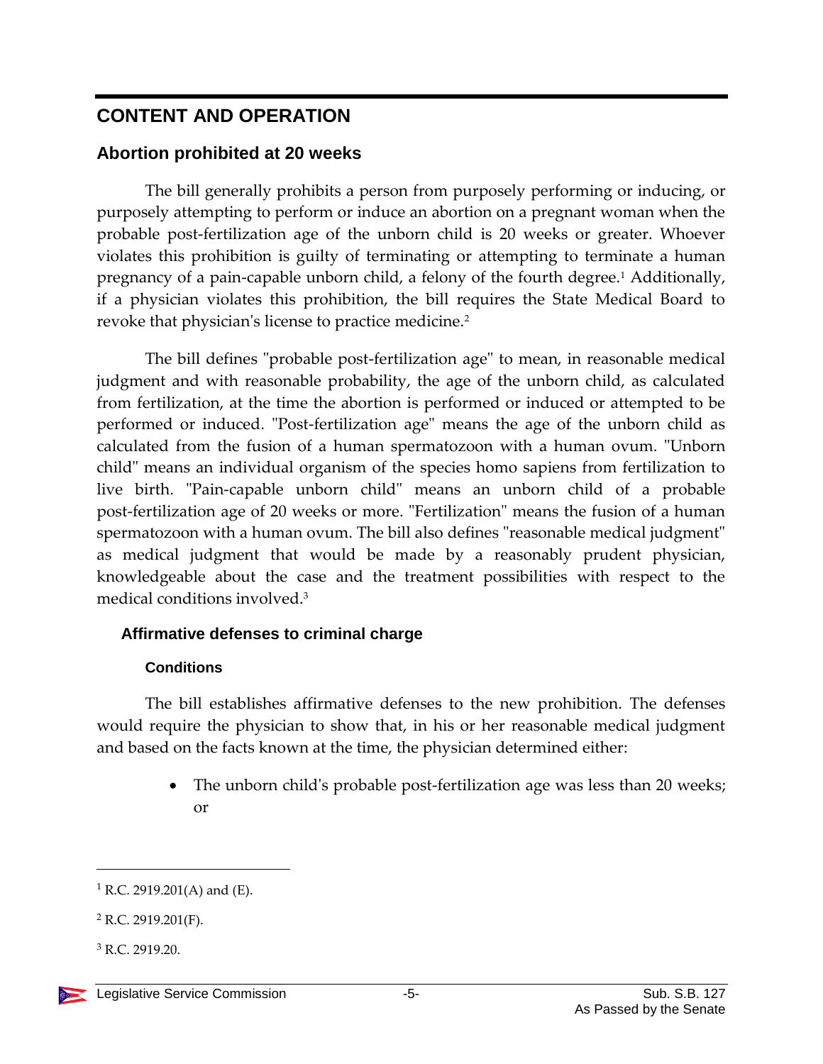## CONTENT AND OPERATION

### Abortion prohibited at 20 weeks

The bill generally prohibits a person from purposely performing or inducing, or purposely attempting to perform or induce an abortion on a pregnant woman when the probable post-fertilization age of the unborn child is 20 weeks or greater. Whoever violates this prohibition is guilty of terminating or attempting to terminate a human pregnancy of a pain-capable unborn child, a felony of the fourth degree.[1] Additionally, if a physician violates this prohibition, the bill requires the State Medical Board to revoke that physician's license to practice medicine.[2]

The bill defines "probable post-fertilization age" to mean, in reasonable medical judgment and with reasonable probability, the age of the unborn child, as calculated from fertilization, at the time the abortion is performed or induced or attempted to be performed or induced. "Post-fertilization age" means the age of the unborn child as calculated from the fusion of a human spermatozoon with a human ovum. "Unborn child" means an individual organism of the species homo sapiens from fertilization to live birth. "Pain-capable unborn child" means an unborn child of a probable post-fertilization age of 20 weeks or more. "Fertilization" means the fusion of a human spermatozoon with a human ovum. The bill also defines "reasonable medical judgment" as medical judgment that would be made by a reasonably prudent physician, knowledgeable about the case and the treatment possibilities with respect to the medical conditions involved.[3]

#### Affirmative defenses to criminal charge

##### Conditions

The bill establishes affirmative defenses to the new prohibition. The defenses would require the physician to show that, in his or her reasonable medical judgment and based on the facts known at the time, the physician determined either:

- The unborn child's probable post-fertilization age was less than 20 weeks; or

---

[1] R.C. 2919.201(A) and (E).

[2] R.C. 2919.201(F).

[3] R.C. 2919.20.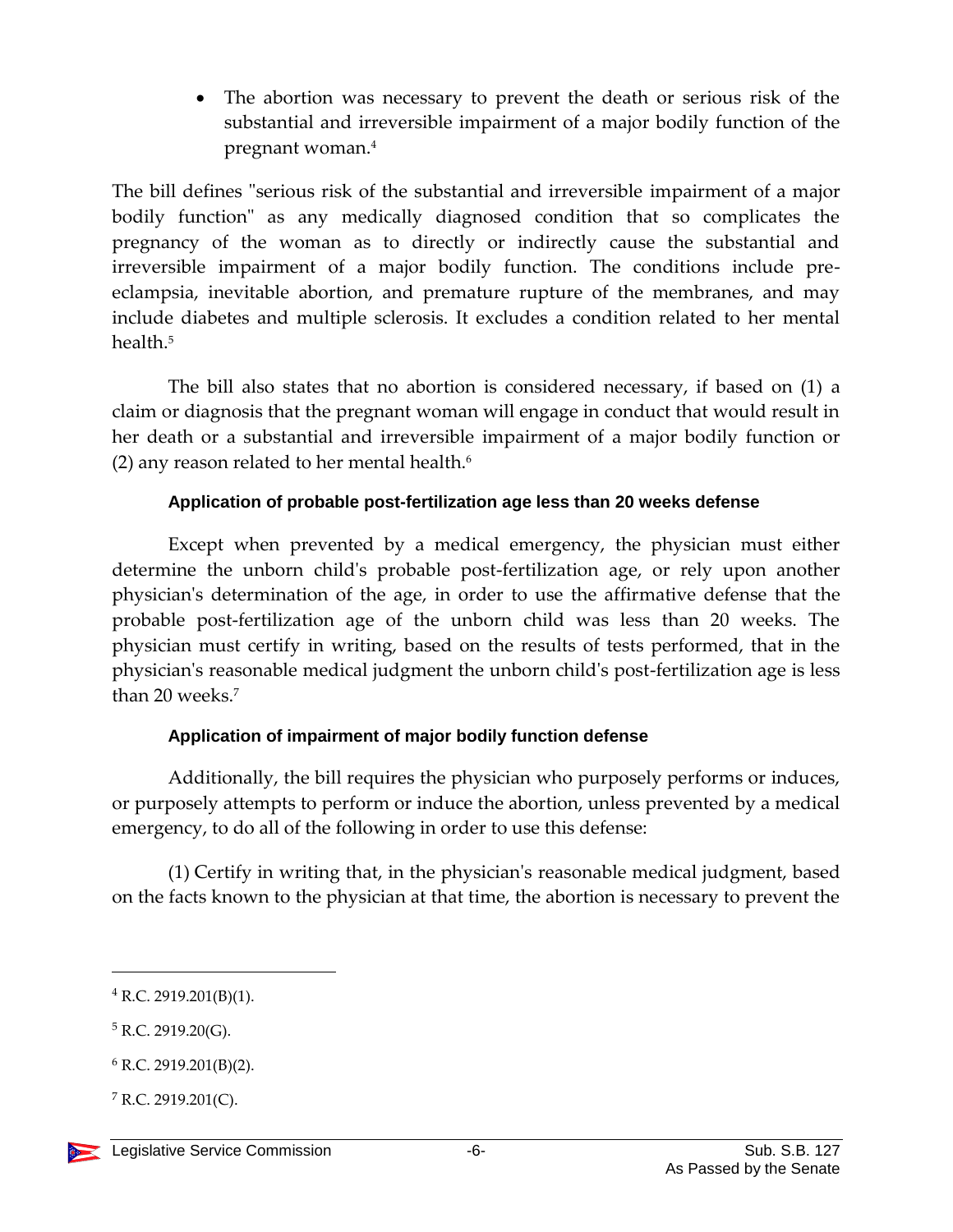- The abortion was necessary to prevent the death or serious risk of the substantial and irreversible impairment of a major bodily function of the pregnant woman.[4]

The bill defines "serious risk of the substantial and irreversible impairment of a major bodily function" as any medically diagnosed condition that so complicates the pregnancy of the woman as to directly or indirectly cause the substantial and irreversible impairment of a major bodily function. The conditions include pre-eclampsia, inevitable abortion, and premature rupture of the membranes, and may include diabetes and multiple sclerosis. It excludes a condition related to her mental health.[5]

The bill also states that no abortion is considered necessary, if based on (1) a claim or diagnosis that the pregnant woman will engage in conduct that would result in her death or a substantial and irreversible impairment of a major bodily function or (2) any reason related to her mental health.[6]

#### Application of probable post-fertilization age less than 20 weeks defense

Except when prevented by a medical emergency, the physician must either determine the unborn child's probable post-fertilization age, or rely upon another physician's determination of the age, in order to use the affirmative defense that the probable post-fertilization age of the unborn child was less than 20 weeks. The physician must certify in writing, based on the results of tests performed, that in the physician's reasonable medical judgment the unborn child's post-fertilization age is less than 20 weeks.[7]

#### Application of impairment of major bodily function defense

Additionally, the bill requires the physician who purposely performs or induces, or purposely attempts to perform or induce the abortion, unless prevented by a medical emergency, to do all of the following in order to use this defense:

(1) Certify in writing that, in the physician's reasonable medical judgment, based on the facts known to the physician at that time, the abortion is necessary to prevent the

---

[4] R.C. 2919.201(B)(1).

[5] R.C. 2919.20(G).

[6] R.C. 2919.201(B)(2).

[7] R.C. 2919.201(C).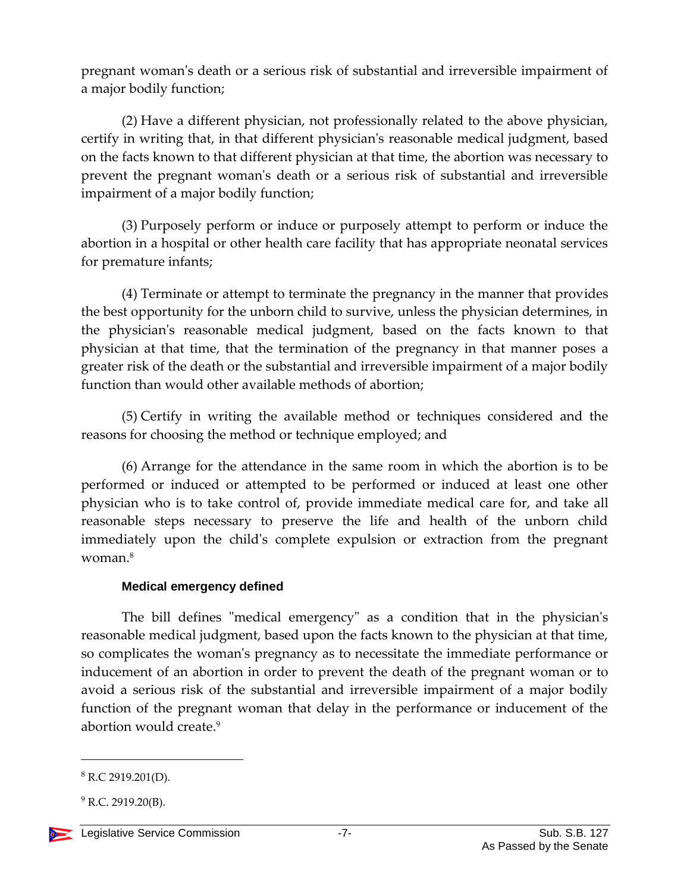pregnant woman's death or a serious risk of substantial and irreversible impairment of a major bodily function;

(2) Have a different physician, not professionally related to the above physician, certify in writing that, in that different physician's reasonable medical judgment, based on the facts known to that different physician at that time, the abortion was necessary to prevent the pregnant woman's death or a serious risk of substantial and irreversible impairment of a major bodily function;

(3) Purposely perform or induce or purposely attempt to perform or induce the abortion in a hospital or other health care facility that has appropriate neonatal services for premature infants;

(4) Terminate or attempt to terminate the pregnancy in the manner that provides the best opportunity for the unborn child to survive, unless the physician determines, in the physician's reasonable medical judgment, based on the facts known to that physician at that time, that the termination of the pregnancy in that manner poses a greater risk of the death or the substantial and irreversible impairment of a major bodily function than would other available methods of abortion;

(5) Certify in writing the available method or techniques considered and the reasons for choosing the method or technique employed; and

(6) Arrange for the attendance in the same room in which the abortion is to be performed or induced or attempted to be performed or induced at least one other physician who is to take control of, provide immediate medical care for, and take all reasonable steps necessary to preserve the life and health of the unborn child immediately upon the child's complete expulsion or extraction from the pregnant woman.[8]

### Medical emergency defined

The bill defines "medical emergency" as a condition that in the physician's reasonable medical judgment, based upon the facts known to the physician at that time, so complicates the woman's pregnancy as to necessitate the immediate performance or inducement of an abortion in order to prevent the death of the pregnant woman or to avoid a serious risk of the substantial and irreversible impairment of a major bodily function of the pregnant woman that delay in the performance or inducement of the abortion would create.[9]

---

[8] R.C 2919.201(D).

[9] R.C. 2919.20(B).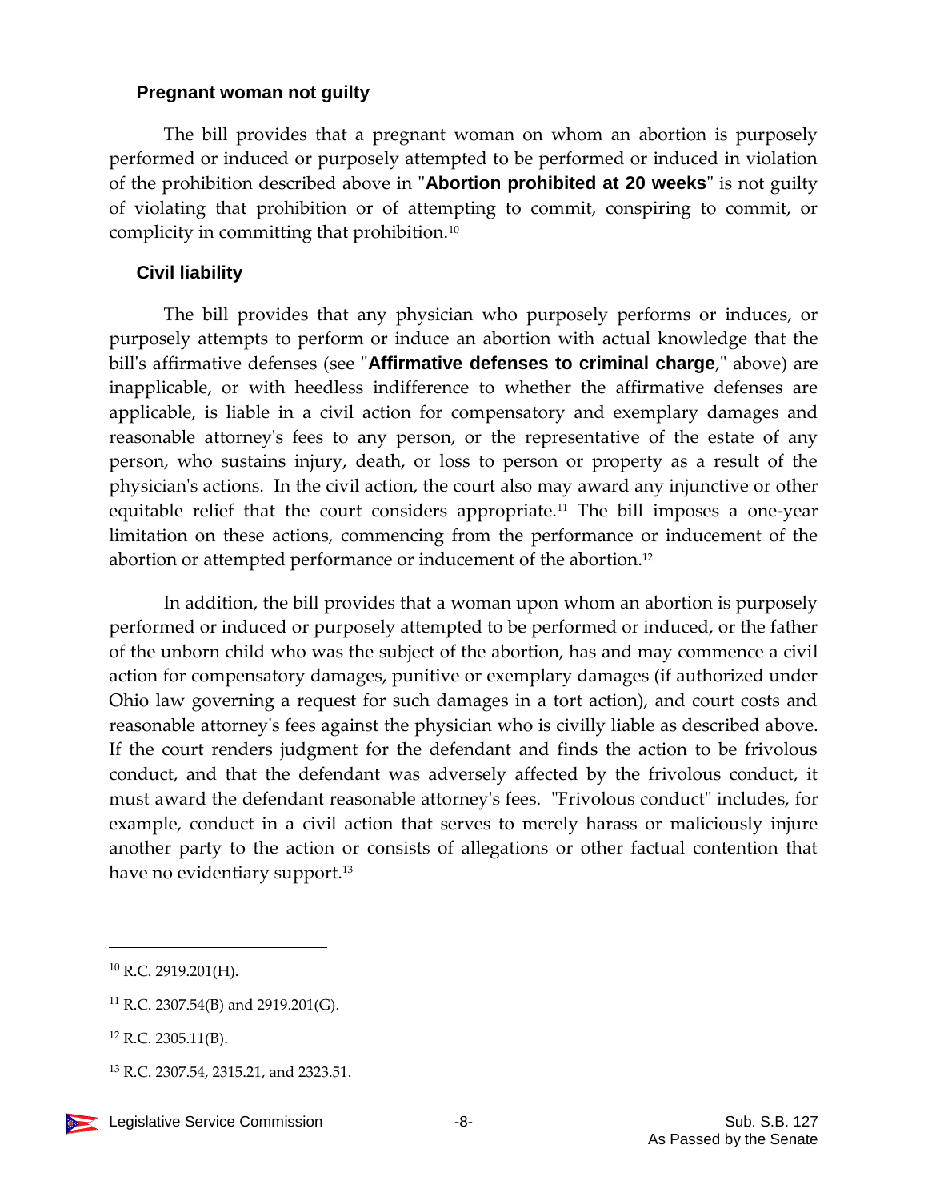### Pregnant woman not guilty

The bill provides that a pregnant woman on whom an abortion is purposely performed or induced or purposely attempted to be performed or induced in violation of the prohibition described above in "**Abortion prohibited at 20 weeks**" is not guilty of violating that prohibition or of attempting to commit, conspiring to commit, or complicity in committing that prohibition.[10]

### Civil liability

The bill provides that any physician who purposely performs or induces, or purposely attempts to perform or induce an abortion with actual knowledge that the bill's affirmative defenses (see "**Affirmative defenses to criminal charge**," above) are inapplicable, or with heedless indifference to whether the affirmative defenses are applicable, is liable in a civil action for compensatory and exemplary damages and reasonable attorney's fees to any person, or the representative of the estate of any person, who sustains injury, death, or loss to person or property as a result of the physician's actions. In the civil action, the court also may award any injunctive or other equitable relief that the court considers appropriate.[11] The bill imposes a one-year limitation on these actions, commencing from the performance or inducement of the abortion or attempted performance or inducement of the abortion.[12]

In addition, the bill provides that a woman upon whom an abortion is purposely performed or induced or purposely attempted to be performed or induced, or the father of the unborn child who was the subject of the abortion, has and may commence a civil action for compensatory damages, punitive or exemplary damages (if authorized under Ohio law governing a request for such damages in a tort action), and court costs and reasonable attorney's fees against the physician who is civilly liable as described above. If the court renders judgment for the defendant and finds the action to be frivolous conduct, and that the defendant was adversely affected by the frivolous conduct, it must award the defendant reasonable attorney's fees. "Frivolous conduct" includes, for example, conduct in a civil action that serves to merely harass or maliciously injure another party to the action or consists of allegations or other factual contention that have no evidentiary support.[13]

---

[10] R.C. 2919.201(H).

[11] R.C. 2307.54(B) and 2919.201(G).

[12] R.C. 2305.11(B).

[13] R.C. 2307.54, 2315.21, and 2323.51.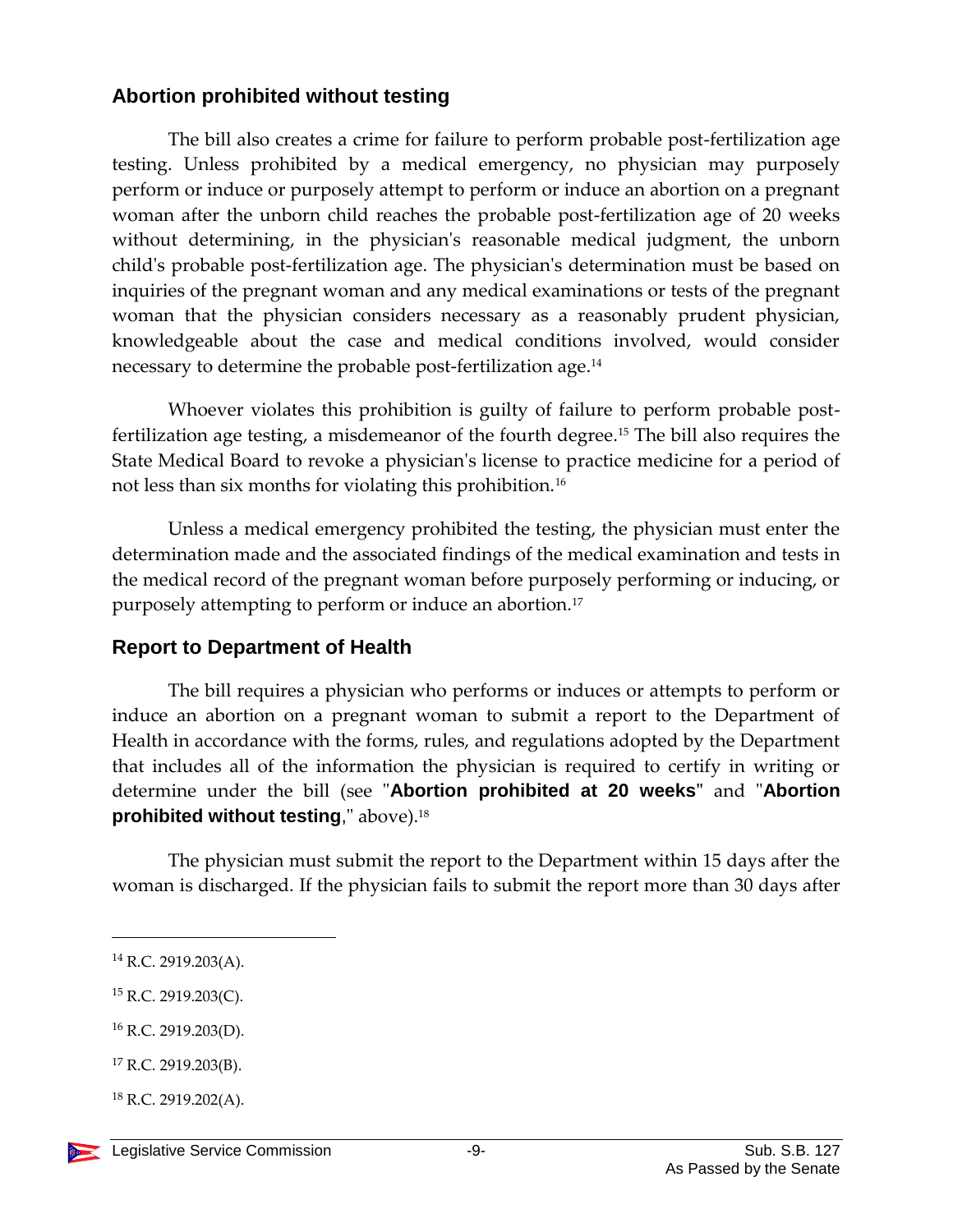## Abortion prohibited without testing

The bill also creates a crime for failure to perform probable post-fertilization age testing. Unless prohibited by a medical emergency, no physician may purposely perform or induce or purposely attempt to perform or induce an abortion on a pregnant woman after the unborn child reaches the probable post-fertilization age of 20 weeks without determining, in the physician's reasonable medical judgment, the unborn child's probable post-fertilization age. The physician's determination must be based on inquiries of the pregnant woman and any medical examinations or tests of the pregnant woman that the physician considers necessary as a reasonably prudent physician, knowledgeable about the case and medical conditions involved, would consider necessary to determine the probable post-fertilization age.[14]

Whoever violates this prohibition is guilty of failure to perform probable post-fertilization age testing, a misdemeanor of the fourth degree.[15] The bill also requires the State Medical Board to revoke a physician's license to practice medicine for a period of not less than six months for violating this prohibition.[16]

Unless a medical emergency prohibited the testing, the physician must enter the determination made and the associated findings of the medical examination and tests in the medical record of the pregnant woman before purposely performing or inducing, or purposely attempting to perform or induce an abortion.[17]

## Report to Department of Health

The bill requires a physician who performs or induces or attempts to perform or induce an abortion on a pregnant woman to submit a report to the Department of Health in accordance with the forms, rules, and regulations adopted by the Department that includes all of the information the physician is required to certify in writing or determine under the bill (see "**Abortion prohibited at 20 weeks**" and "**Abortion prohibited without testing**," above).[18]

The physician must submit the report to the Department within 15 days after the woman is discharged. If the physician fails to submit the report more than 30 days after

---

[14] R.C. 2919.203(A).

[15] R.C. 2919.203(C).

[16] R.C. 2919.203(D).

[17] R.C. 2919.203(B).

[18] R.C. 2919.202(A).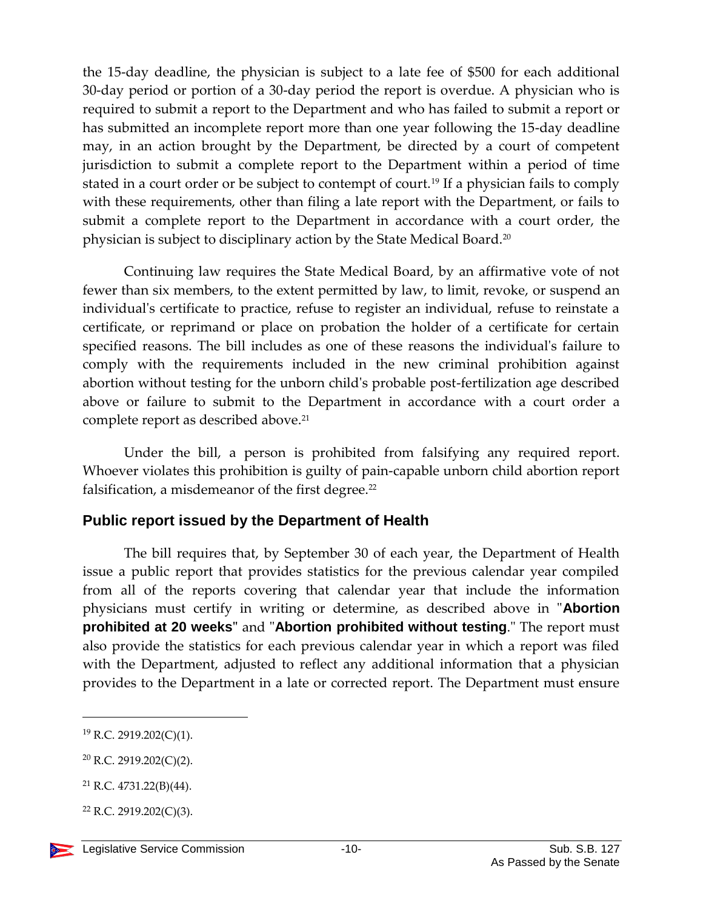the 15-day deadline, the physician is subject to a late fee of $500 for each additional 30-day period or portion of a 30-day period the report is overdue. A physician who is required to submit a report to the Department and who has failed to submit a report or has submitted an incomplete report more than one year following the 15-day deadline may, in an action brought by the Department, be directed by a court of competent jurisdiction to submit a complete report to the Department within a period of time stated in a court order or be subject to contempt of court.[19] If a physician fails to comply with these requirements, other than filing a late report with the Department, or fails to submit a complete report to the Department in accordance with a court order, the physician is subject to disciplinary action by the State Medical Board.[20]

Continuing law requires the State Medical Board, by an affirmative vote of not fewer than six members, to the extent permitted by law, to limit, revoke, or suspend an individual's certificate to practice, refuse to register an individual, refuse to reinstate a certificate, or reprimand or place on probation the holder of a certificate for certain specified reasons. The bill includes as one of these reasons the individual's failure to comply with the requirements included in the new criminal prohibition against abortion without testing for the unborn child's probable post-fertilization age described above or failure to submit to the Department in accordance with a court order a complete report as described above.[21]

Under the bill, a person is prohibited from falsifying any required report. Whoever violates this prohibition is guilty of pain-capable unborn child abortion report falsification, a misdemeanor of the first degree.[22]

## Public report issued by the Department of Health

The bill requires that, by September 30 of each year, the Department of Health issue a public report that provides statistics for the previous calendar year compiled from all of the reports covering that calendar year that include the information physicians must certify in writing or determine, as described above in "**Abortion prohibited at 20 weeks**" and "**Abortion prohibited without testing**." The report must also provide the statistics for each previous calendar year in which a report was filed with the Department, adjusted to reflect any additional information that a physician provides to the Department in a late or corrected report. The Department must ensure

---

[19] R.C. 2919.202(C)(1).

[20] R.C. 2919.202(C)(2).

[21] R.C. 4731.22(B)(44).

[22] R.C. 2919.202(C)(3).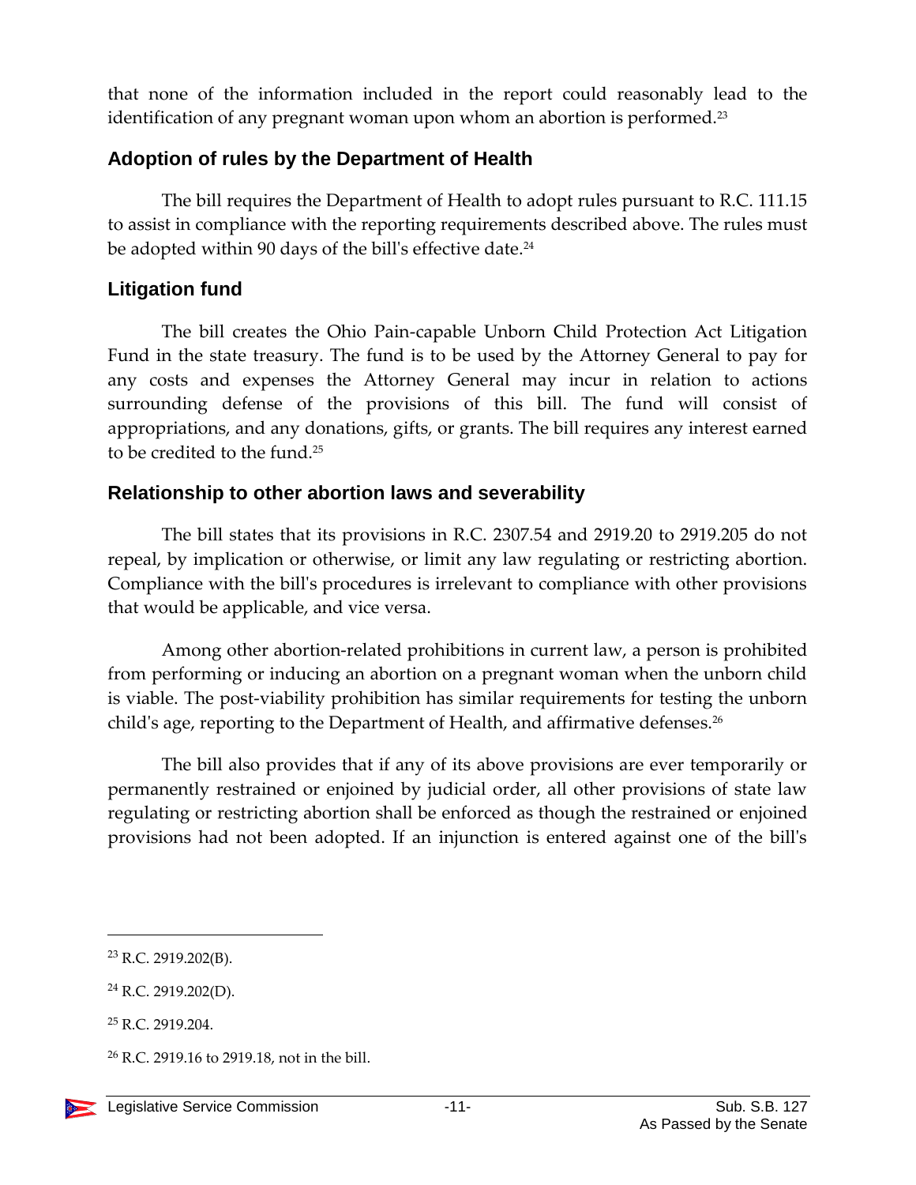that none of the information included in the report could reasonably lead to the identification of any pregnant woman upon whom an abortion is performed.[23]

### Adoption of rules by the Department of Health

The bill requires the Department of Health to adopt rules pursuant to R.C. 111.15 to assist in compliance with the reporting requirements described above. The rules must be adopted within 90 days of the bill's effective date.[24]

### Litigation fund

The bill creates the Ohio Pain-capable Unborn Child Protection Act Litigation Fund in the state treasury. The fund is to be used by the Attorney General to pay for any costs and expenses the Attorney General may incur in relation to actions surrounding defense of the provisions of this bill. The fund will consist of appropriations, and any donations, gifts, or grants. The bill requires any interest earned to be credited to the fund.[25]

### Relationship to other abortion laws and severability

The bill states that its provisions in R.C. 2307.54 and 2919.20 to 2919.205 do not repeal, by implication or otherwise, or limit any law regulating or restricting abortion. Compliance with the bill's procedures is irrelevant to compliance with other provisions that would be applicable, and vice versa.

Among other abortion-related prohibitions in current law, a person is prohibited from performing or inducing an abortion on a pregnant woman when the unborn child is viable. The post-viability prohibition has similar requirements for testing the unborn child's age, reporting to the Department of Health, and affirmative defenses.[26]

The bill also provides that if any of its above provisions are ever temporarily or permanently restrained or enjoined by judicial order, all other provisions of state law regulating or restricting abortion shall be enforced as though the restrained or enjoined provisions had not been adopted. If an injunction is entered against one of the bill's

---

[23] R.C. 2919.202(B).

[24] R.C. 2919.202(D).

[25] R.C. 2919.204.

[26] R.C. 2919.16 to 2919.18, not in the bill.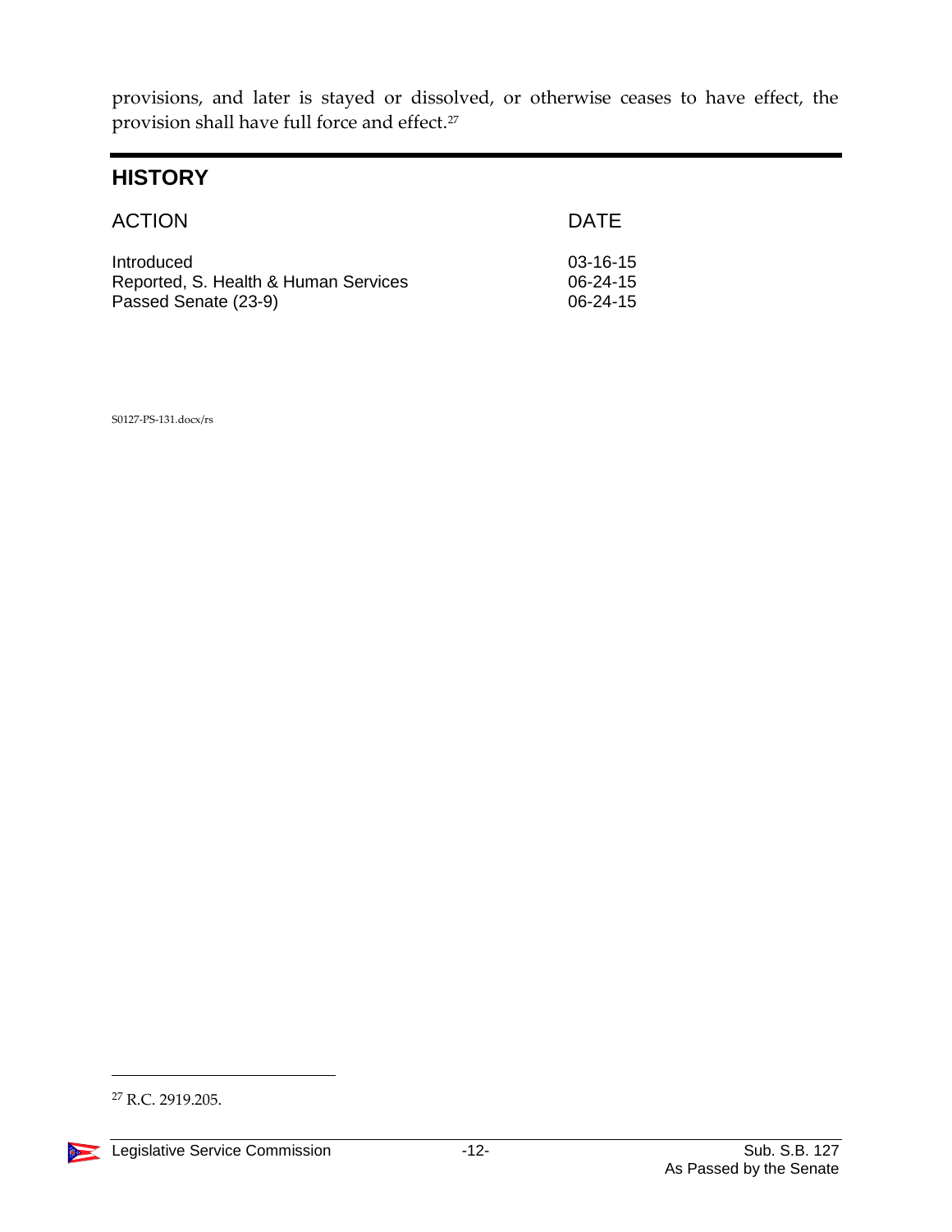provisions, and later is stayed or dissolved, or otherwise ceases to have effect, the provision shall have full force and effect.[27]

## HISTORY

| ACTION | DATE |
|---|---|
| Introduced | 03-16-15 |
| Reported, S. Health & Human Services | 06-24-15 |
| Passed Senate (23-9) | 06-24-15 |

S0127-PS-131.docx/rs

[27] R.C. 2919.205.